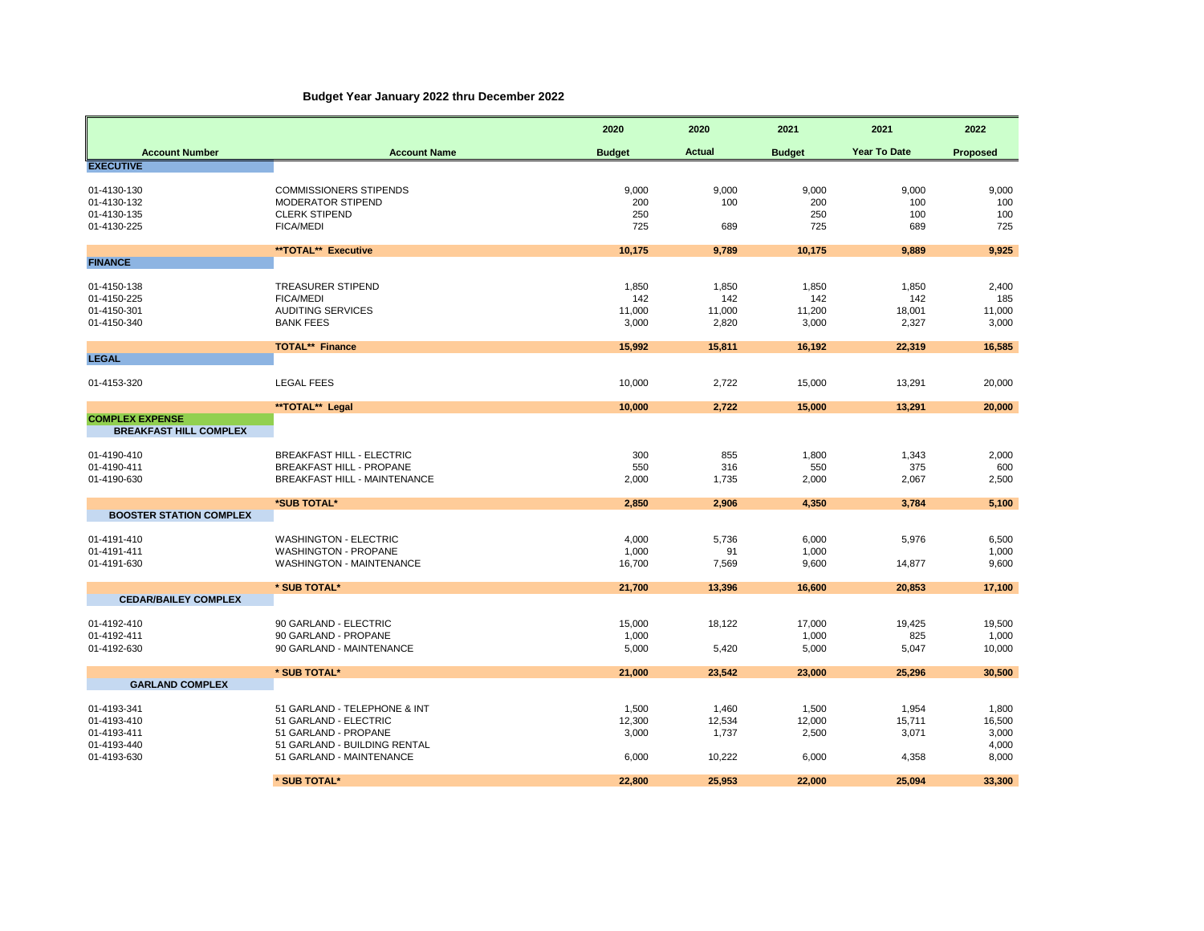## Budget Year January 2022 thru December 2022

| Account Number | Account Name | 2020 Budget | 2020 Actual | 2021 Budget | 2021 Year To Date | 2022 Proposed |
|---|---|---|---|---|---|---|
| **EXECUTIVE** | | | | | | |
| 01-4130-130 | COMMISSIONERS STIPENDS | 9,000 | 9,000 | 9,000 | 9,000 | 9,000 |
| 01-4130-132 | MODERATOR STIPEND | 200 | 100 | 200 | 100 | 100 |
| 01-4130-135 | CLERK STIPEND | 250 | | 250 | 100 | 100 |
| 01-4130-225 | FICA/MEDI | 725 | 689 | 725 | 689 | 725 |
| | **\*\*TOTAL\*\* Executive** | **10,175** | **9,789** | **10,175** | **9,889** | **9,925** |
| **FINANCE** | | | | | | |
| 01-4150-138 | TREASURER STIPEND | 1,850 | 1,850 | 1,850 | 1,850 | 2,400 |
| 01-4150-225 | FICA/MEDI | 142 | 142 | 142 | 142 | 185 |
| 01-4150-301 | AUDITING SERVICES | 11,000 | 11,000 | 11,200 | 18,001 | 11,000 |
| 01-4150-340 | BANK FEES | 3,000 | 2,820 | 3,000 | 2,327 | 3,000 |
| | **TOTAL\*\* Finance** | **15,992** | **15,811** | **16,192** | **22,319** | **16,585** |
| **LEGAL** | | | | | | |
| 01-4153-320 | LEGAL FEES | 10,000 | 2,722 | 15,000 | 13,291 | 20,000 |
| | **\*\*TOTAL\*\* Legal** | **10,000** | **2,722** | **15,000** | **13,291** | **20,000** |
| **COMPLEX EXPENSE** | | | | | | |
| **BREAKFAST HILL COMPLEX** | | | | | | |
| 01-4190-410 | BREAKFAST HILL - ELECTRIC | 300 | 855 | 1,800 | 1,343 | 2,000 |
| 01-4190-411 | BREAKFAST HILL - PROPANE | 550 | 316 | 550 | 375 | 600 |
| 01-4190-630 | BREAKFAST HILL - MAINTENANCE | 2,000 | 1,735 | 2,000 | 2,067 | 2,500 |
| | **\*SUB TOTAL\*** | **2,850** | **2,906** | **4,350** | **3,784** | **5,100** |
| **BOOSTER STATION COMPLEX** | | | | | | |
| 01-4191-410 | WASHINGTON - ELECTRIC | 4,000 | 5,736 | 6,000 | 5,976 | 6,500 |
| 01-4191-411 | WASHINGTON - PROPANE | 1,000 | 91 | 1,000 | | 1,000 |
| 01-4191-630 | WASHINGTON - MAINTENANCE | 16,700 | 7,569 | 9,600 | 14,877 | 9,600 |
| | **\* SUB TOTAL\*** | **21,700** | **13,396** | **16,600** | **20,853** | **17,100** |
| **CEDAR/BAILEY COMPLEX** | | | | | | |
| 01-4192-410 | 90 GARLAND - ELECTRIC | 15,000 | 18,122 | 17,000 | 19,425 | 19,500 |
| 01-4192-411 | 90 GARLAND - PROPANE | 1,000 | | 1,000 | 825 | 1,000 |
| 01-4192-630 | 90 GARLAND - MAINTENANCE | 5,000 | 5,420 | 5,000 | 5,047 | 10,000 |
| | **\* SUB TOTAL\*** | **21,000** | **23,542** | **23,000** | **25,296** | **30,500** |
| **GARLAND COMPLEX** | | | | | | |
| 01-4193-341 | 51 GARLAND - TELEPHONE & INT | 1,500 | 1,460 | 1,500 | 1,954 | 1,800 |
| 01-4193-410 | 51 GARLAND - ELECTRIC | 12,300 | 12,534 | 12,000 | 15,711 | 16,500 |
| 01-4193-411 | 51 GARLAND - PROPANE | 3,000 | 1,737 | 2,500 | 3,071 | 3,000 |
| 01-4193-440 | 51 GARLAND - BUILDING RENTAL | | | | | 4,000 |
| 01-4193-630 | 51 GARLAND - MAINTENANCE | 6,000 | 10,222 | 6,000 | 4,358 | 8,000 |
| | **\* SUB TOTAL\*** | **22,800** | **25,953** | **22,000** | **25,094** | **33,300** |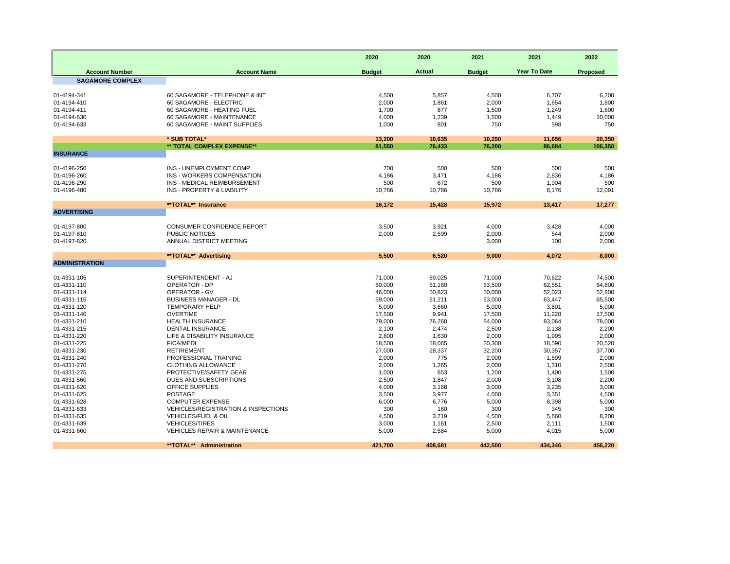| Account Number | Account Name | 2020 Budget | 2020 Actual | 2021 Budget | 2021 Year To Date | 2022 Proposed |
|---|---|---|---|---|---|---|
| **SAGAMORE COMPLEX** | | | | | | |
| 01-4194-341 | 60 SAGAMORE - TELEPHONE & INT | 4,500 | 5,857 | 4,500 | 6,707 | 6,200 |
| 01-4194-410 | 60 SAGAMORE - ELECTRIC | 2,000 | 1,861 | 2,000 | 1,654 | 1,800 |
| 01-4194-411 | 60 SAGAMORE - HEATING FUEL | 1,700 | 877 | 1,500 | 1,249 | 1,600 |
| 01-4194-630 | 60 SAGAMORE - MAINTENANCE | 4,000 | 1,239 | 1,500 | 1,449 | 10,000 |
| 01-4194-633 | 60 SAGAMORE - MAINT SUPPLIES | 1,000 | 801 | 750 | 598 | 750 |
| | **\* SUB TOTAL\*** | **13,200** | **10,635** | **10,250** | **11,656** | **20,350** |
| | **\*\* TOTAL COMPLEX EXPENSE\*\*** | **81,550** | **76,433** | **76,200** | **86,684** | **106,350** |
| **INSURANCE** | | | | | | |
| 01-4196-250 | INS - UNEMPLOYMENT COMP | 700 | 500 | 500 | 500 | 500 |
| 01-4196-260 | INS - WORKERS COMPENSATION | 4,186 | 3,471 | 4,186 | 2,836 | 4,186 |
| 01-4196-290 | INS - MEDICAL REIMBURSEMENT | 500 | 672 | 500 | 1,904 | 500 |
| 01-4196-480 | INS - PROPERTY & LIABILITY | 10,786 | 10,786 | 10,786 | 8,176 | 12,091 |
| | **\*\*TOTAL\*\* Insurance** | **16,172** | **15,428** | **15,972** | **13,417** | **17,277** |
| **ADVERTISING** | | | | | | |
| 01-4197-800 | CONSUMER CONFIDENCE REPORT | 3,500 | 3,921 | 4,000 | 3,428 | 4,000 |
| 01-4197-810 | PUBLIC NOTICES | 2,000 | 2,599 | 2,000 | 544 | 2,000 |
| 01-4197-820 | ANNUAL DISTRICT MEETING | | | 3,000 | 100 | 2,000 |
| | **\*\*TOTAL\*\* Advertising** | **5,500** | **6,520** | **9,000** | **4,072** | **8,000** |
| **ADMINISTRATION** | | | | | | |
| 01-4331-105 | SUPERINTENDENT - AJ | 71,000 | 69,025 | 71,000 | 70,622 | 74,500 |
| 01-4331-110 | OPERATOR - DP | 60,000 | 61,160 | 63,500 | 62,551 | 64,800 |
| 01-4331-114 | OPERATOR - GV | 46,000 | 50,823 | 50,000 | 52,023 | 52,800 |
| 01-4331-115 | BUSINESS MANAGER - DL | 59,000 | 61,211 | 63,000 | 63,447 | 65,500 |
| 01-4331-120 | TEMPORARY HELP | 5,000 | 3,660 | 5,000 | 3,801 | 5,000 |
| 01-4331-140 | OVERTIME | 17,500 | 9,941 | 17,500 | 11,228 | 17,500 |
| 01-4331-210 | HEALTH INSURANCE | 79,000 | 76,268 | 84,000 | 83,064 | 78,000 |
| 01-4331-215 | DENTAL INSURANCE | 2,100 | 2,474 | 2,500 | 2,138 | 2,200 |
| 01-4331-220 | LIFE & DISABILITY INSURANCE | 2,800 | 1,630 | 2,000 | 1,995 | 2,000 |
| 01-4331-225 | FICA/MEDI | 18,500 | 18,065 | 20,300 | 18,590 | 20,520 |
| 01-4331-230 | RETIREMENT | 27,000 | 28,337 | 32,200 | 30,357 | 37,700 |
| 01-4331-240 | PROFESSIONAL TRAINING | 2,000 | 775 | 2,000 | 1,599 | 2,000 |
| 01-4331-270 | CLOTHING ALLOWANCE | 2,000 | 1,265 | 2,000 | 1,310 | 2,500 |
| 01-4331-275 | PROTECTIVE/SAFETY GEAR | 1,000 | 653 | 1,200 | 1,400 | 1,500 |
| 01-4331-560 | DUES AND SUBSCRIPTIONS | 2,500 | 1,847 | 2,000 | 3,108 | 2,200 |
| 01-4331-620 | OFFICE SUPPLIES | 4,000 | 3,168 | 3,000 | 3,235 | 3,000 |
| 01-4331-625 | POSTAGE | 3,500 | 3,977 | 4,000 | 3,351 | 4,500 |
| 01-4331-628 | COMPUTER EXPENSE | 6,000 | 6,776 | 5,000 | 8,398 | 5,000 |
| 01-4331-633 | VEHICLES/REGISTRATION & INSPECTIONS | 300 | 160 | 300 | 345 | 300 |
| 01-4331-635 | VEHICLES/FUEL & OIL | 4,500 | 3,719 | 4,500 | 5,660 | 8,200 |
| 01-4331-639 | VEHICLES/TIRES | 3,000 | 1,161 | 2,500 | 2,111 | 1,500 |
| 01-4331-660 | VEHICLES REPAIR & MAINTENANCE | 5,000 | 2,584 | 5,000 | 4,015 | 5,000 |
| | **\*\*TOTAL\*\* Administration** | **421,700** | **408,681** | **442,500** | **434,346** | **456,220** |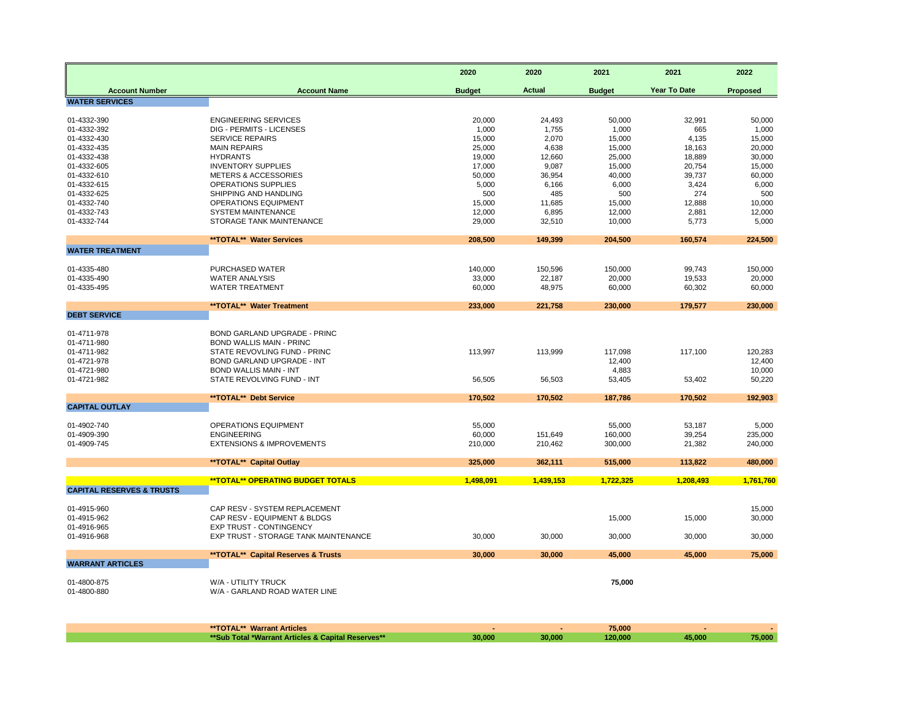| Account Number | Account Name | 2020 Budget | 2020 Actual | 2021 Budget | 2021 Year To Date | 2022 Proposed |
|---|---|---|---|---|---|---|
| **WATER SERVICES** | | | | | | |
| 01-4332-390 | ENGINEERING SERVICES | 20,000 | 24,493 | 50,000 | 32,991 | 50,000 |
| 01-4332-392 | DIG - PERMITS - LICENSES | 1,000 | 1,755 | 1,000 | 665 | 1,000 |
| 01-4332-430 | SERVICE REPAIRS | 15,000 | 2,070 | 15,000 | 4,135 | 15,000 |
| 01-4332-435 | MAIN REPAIRS | 25,000 | 4,638 | 15,000 | 18,163 | 20,000 |
| 01-4332-438 | HYDRANTS | 19,000 | 12,660 | 25,000 | 18,889 | 30,000 |
| 01-4332-605 | INVENTORY SUPPLIES | 17,000 | 9,087 | 15,000 | 20,754 | 15,000 |
| 01-4332-610 | METERS & ACCESSORIES | 50,000 | 36,954 | 40,000 | 39,737 | 60,000 |
| 01-4332-615 | OPERATIONS SUPPLIES | 5,000 | 6,166 | 6,000 | 3,424 | 6,000 |
| 01-4332-625 | SHIPPING AND HANDLING | 500 | 485 | 500 | 274 | 500 |
| 01-4332-740 | OPERATIONS EQUIPMENT | 15,000 | 11,685 | 15,000 | 12,888 | 10,000 |
| 01-4332-743 | SYSTEM MAINTENANCE | 12,000 | 6,895 | 12,000 | 2,881 | 12,000 |
| 01-4332-744 | STORAGE TANK MAINTENANCE | 29,000 | 32,510 | 10,000 | 5,773 | 5,000 |
| | **TOTAL** Water Services | **208,500** | **149,399** | **204,500** | **160,574** | **224,500** |
| **WATER TREATMENT** | | | | | | |
| 01-4335-480 | PURCHASED WATER | 140,000 | 150,596 | 150,000 | 99,743 | 150,000 |
| 01-4335-490 | WATER ANALYSIS | 33,000 | 22,187 | 20,000 | 19,533 | 20,000 |
| 01-4335-495 | WATER TREATMENT | 60,000 | 48,975 | 60,000 | 60,302 | 60,000 |
| | **TOTAL** Water Treatment | **233,000** | **221,758** | **230,000** | **179,577** | **230,000** |
| **DEBT SERVICE** | | | | | | |
| 01-4711-978 | BOND GARLAND UPGRADE - PRINC | | | | | |
| 01-4711-980 | BOND WALLIS MAIN - PRINC | | | | | |
| 01-4711-982 | STATE REVOVLING FUND - PRINC | 113,997 | 113,999 | 117,098 | 117,100 | 120,283 |
| 01-4721-978 | BOND GARLAND UPGRADE - INT | | | 12,400 | | 12,400 |
| 01-4721-980 | BOND WALLIS MAIN - INT | | | 4,883 | | 10,000 |
| 01-4721-982 | STATE REVOLVING FUND - INT | 56,505 | 56,503 | 53,405 | 53,402 | 50,220 |
| | **TOTAL** Debt Service | **170,502** | **170,502** | **187,786** | **170,502** | **192,903** |
| **CAPITAL OUTLAY** | | | | | | |
| 01-4902-740 | OPERATIONS EQUIPMENT | 55,000 | | 55,000 | 53,187 | 5,000 |
| 01-4909-390 | ENGINEERING | 60,000 | 151,649 | 160,000 | 39,254 | 235,000 |
| 01-4909-745 | EXTENSIONS & IMPROVEMENTS | 210,000 | 210,462 | 300,000 | 21,382 | 240,000 |
| | **TOTAL** Capital Outlay | **325,000** | **362,111** | **515,000** | **113,822** | **480,000** |
| | **TOTAL** OPERATING BUDGET TOTALS | **1,498,091** | **1,439,153** | **1,722,325** | **1,208,493** | **1,761,760** |
| **CAPITAL RESERVES & TRUSTS** | | | | | | |
| 01-4915-960 | CAP RESV - SYSTEM REPLACEMENT | | | | | 15,000 |
| 01-4915-962 | CAP RESV - EQUIPMENT & BLDGS | | | 15,000 | 15,000 | 30,000 |
| 01-4916-965 | EXP TRUST - CONTINGENCY | | | | | |
| 01-4916-968 | EXP TRUST - STORAGE TANK MAINTENANCE | 30,000 | 30,000 | 30,000 | 30,000 | 30,000 |
| | **TOTAL** Capital Reserves & Trusts | **30,000** | **30,000** | **45,000** | **45,000** | **75,000** |
| **WARRANT ARTICLES** | | | | | | |
| 01-4800-875 | W/A - UTILITY TRUCK | | | **75,000** | | |
| 01-4800-880 | W/A - GARLAND ROAD WATER LINE | | | | | |
| | **TOTAL** Warrant Articles | **-** | **-** | **75,000** | **-** | **-** |
| | **Sub Total *Warrant Articles & Capital Reserves** | **30,000** | **30,000** | **120,000** | **45,000** | **75,000** |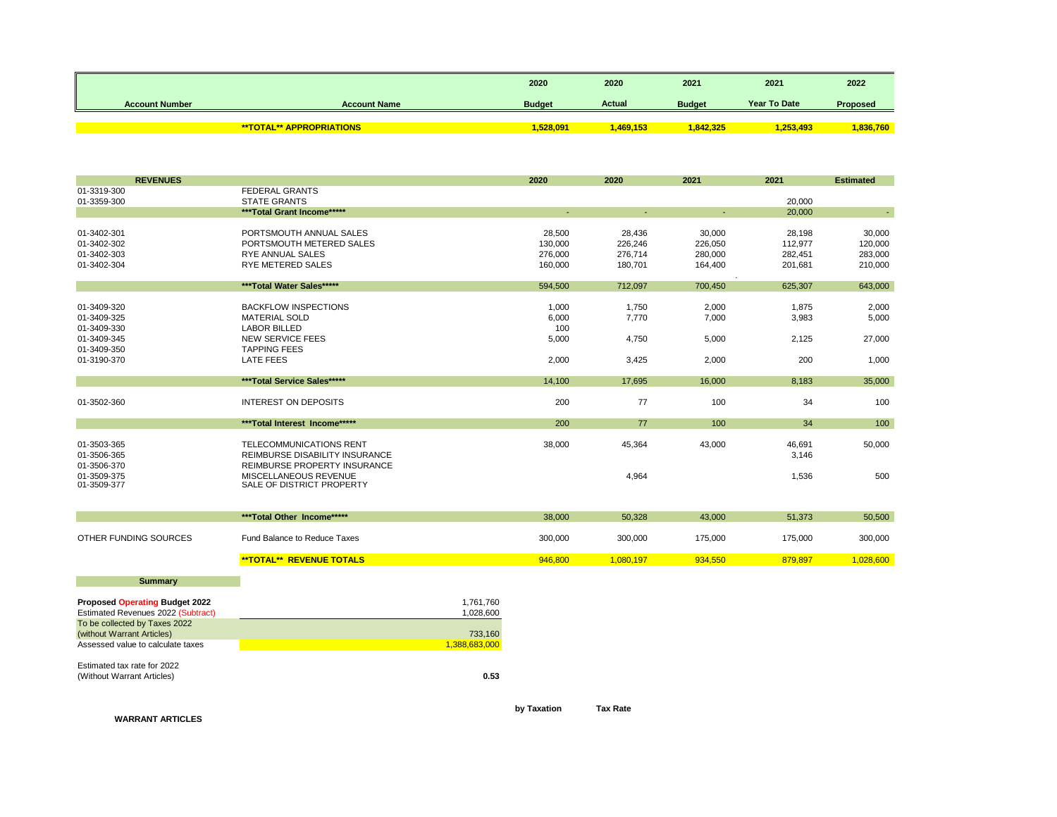| Account Number | Account Name | 2020 Budget | 2020 Actual | 2021 Budget | 2021 Year To Date | 2022 Proposed |
|---|---|---|---|---|---|---|
| | **TOTAL** APPROPRIATIONS | 1,528,091 | 1,469,153 | 1,842,325 | 1,253,493 | 1,836,760 |

| REVENUES | | 2020 | 2020 | 2021 | 2021 | Estimated |
|---|---|---|---|---|---|---|
| 01-3319-300 | FEDERAL GRANTS | | | | | |
| 01-3359-300 | STATE GRANTS | | | | 20,000 | |
| | ***Total Grant Income***** | - | - | - | 20,000 | - |
| 01-3402-301 | PORTSMOUTH ANNUAL SALES | 28,500 | 28,436 | 30,000 | 28,198 | 30,000 |
| 01-3402-302 | PORTSMOUTH METERED SALES | 130,000 | 226,246 | 226,050 | 112,977 | 120,000 |
| 01-3402-303 | RYE ANNUAL SALES | 276,000 | 276,714 | 280,000 | 282,451 | 283,000 |
| 01-3402-304 | RYE METERED SALES | 160,000 | 180,701 | 164,400 | 201,681 | 210,000 |
| | ***Total Water Sales***** | 594,500 | 712,097 | 700,450 | 625,307 | 643,000 |
| 01-3409-320 | BACKFLOW INSPECTIONS | 1,000 | 1,750 | 2,000 | 1,875 | 2,000 |
| 01-3409-325 | MATERIAL SOLD | 6,000 | 7,770 | 7,000 | 3,983 | 5,000 |
| 01-3409-330 | LABOR BILLED | 100 | | | | |
| 01-3409-345 | NEW SERVICE FEES | 5,000 | 4,750 | 5,000 | 2,125 | 27,000 |
| 01-3409-350 | TAPPING FEES | | | | | |
| 01-3190-370 | LATE FEES | 2,000 | 3,425 | 2,000 | 200 | 1,000 |
| | ***Total Service Sales***** | 14,100 | 17,695 | 16,000 | 8,183 | 35,000 |
| 01-3502-360 | INTEREST ON DEPOSITS | 200 | 77 | 100 | 34 | 100 |
| | ***Total Interest Income***** | 200 | 77 | 100 | 34 | 100 |
| 01-3503-365 | TELECOMMUNICATIONS RENT | 38,000 | 45,364 | 43,000 | 46,691 | 50,000 |
| 01-3506-365 | REIMBURSE DISABILITY INSURANCE | | | | 3,146 | |
| 01-3506-370 | REIMBURSE PROPERTY INSURANCE | | | | | |
| 01-3509-375 | MISCELLANEOUS REVENUE | | 4,964 | | 1,536 | 500 |
| 01-3509-377 | SALE OF DISTRICT PROPERTY | | | | | |
| | ***Total Other Income***** | 38,000 | 50,328 | 43,000 | 51,373 | 50,500 |
| OTHER FUNDING SOURCES | Fund Balance to Reduce Taxes | 300,000 | 300,000 | 175,000 | 175,000 | 300,000 |
| | **TOTAL** REVENUE TOTALS | 946,800 | 1,080,197 | 934,550 | 879,897 | 1,028,600 |

**Summary**

| | |
|---|---|
| **Proposed Operating Budget 2022** | 1,761,760 |
| Estimated Revenues 2022 (Subtract) | 1,028,600 |
| To be collected by Taxes 2022 (without Warrant Articles) | 733,160 |
| Assessed value to calculate taxes | 1,388,683,000 |
| Estimated tax rate for 2022 (Without Warrant Articles) | **0.53** |

| **WARRANT ARTICLES** | by Taxation | Tax Rate |
|---|---|---|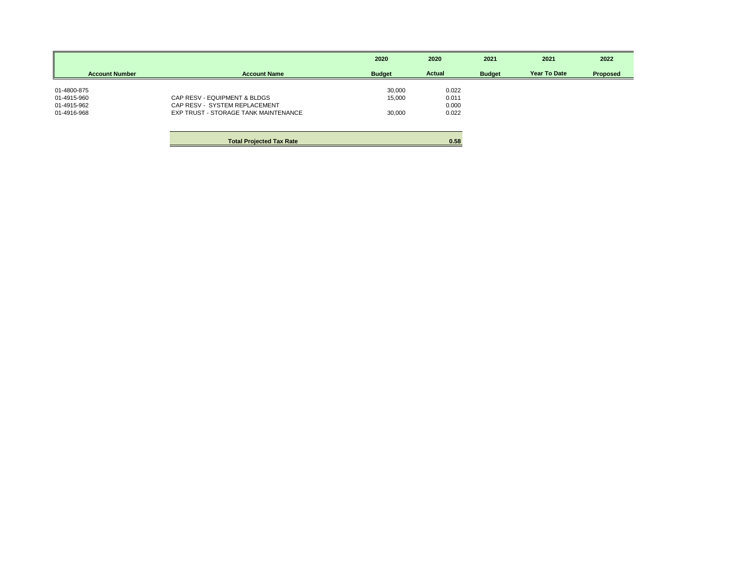| Account Number | Account Name | 2020 Budget | 2020 Actual | 2021 Budget | 2021 Year To Date | 2022 Proposed |
|---|---|---|---|---|---|---|
| 01-4800-875 | | 30,000 | 0.022 | | | |
| 01-4915-960 | CAP RESV - EQUIPMENT & BLDGS | 15,000 | 0.011 | | | |
| 01-4915-962 | CAP RESV - SYSTEM REPLACEMENT | | 0.000 | | | |
| 01-4916-968 | EXP TRUST - STORAGE TANK MAINTENANCE | 30,000 | 0.022 | | | |
| | **Total Projected Tax Rate** | | **0.58** | | | |